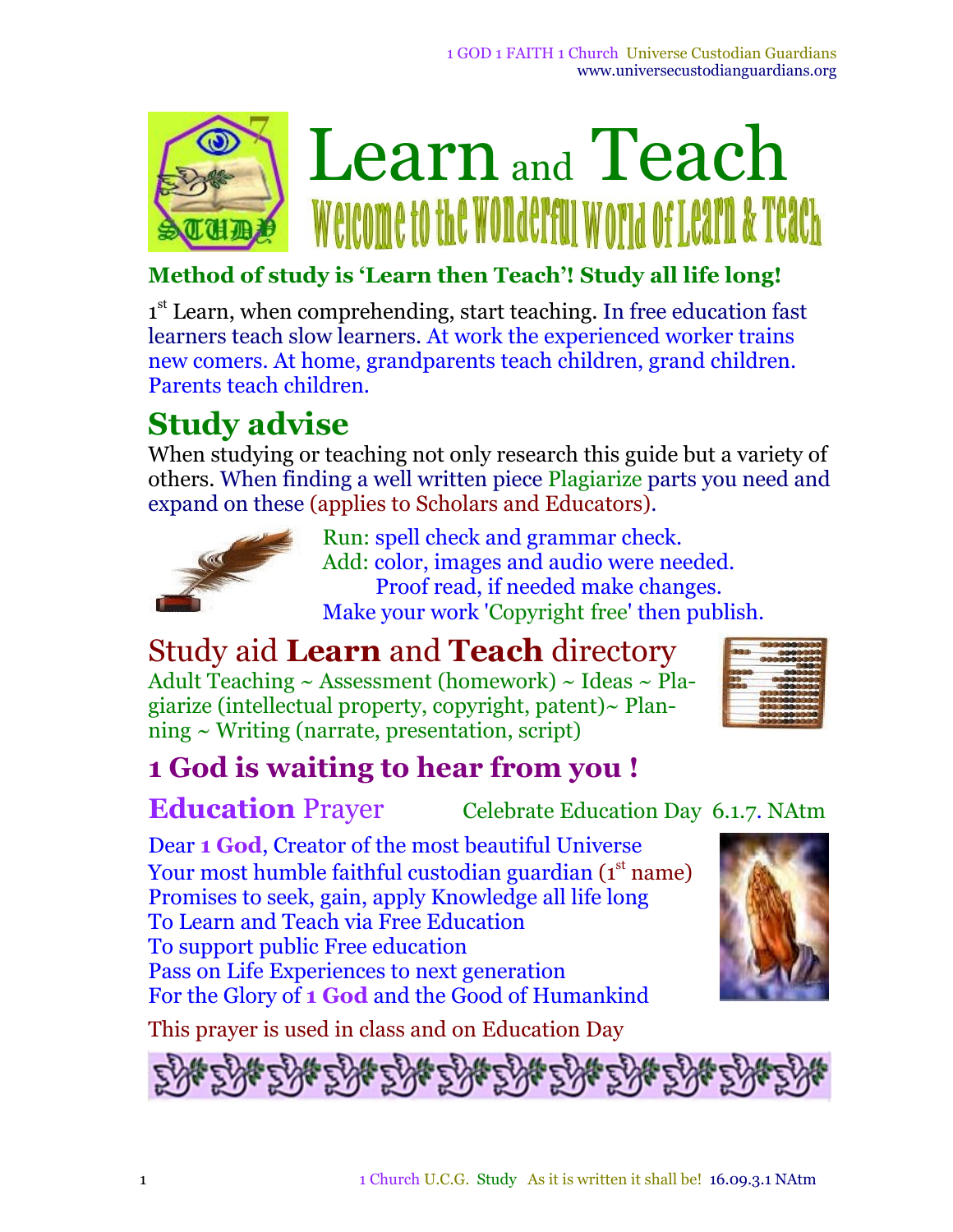# Learn and Teach

## Welcome to the Wonderful World of Learn & Teach

**Method of study is 'Learn then Teach'! Study all life long!**

1st Learn, when comprehending, start teaching. In free education fast learners teach slow learners. At work the experienced worker trains new comers. At home, grandparents teach children, grand children. Parents teach children.

## Study advise

When studying or teaching not only research this guide but a variety of others. When finding a well written piece Plagiarize parts you need and expand on these (applies to Scholars and Educators).

Run: spell check and grammar check.
Add: color, images and audio were needed.
Proof read, if needed make changes.
Make your work 'Copyright free' then publish.

## Study aid **Learn** and **Teach** directory

Adult Teaching ~ Assessment (homework) ~ Ideas ~ Plagiarize (intellectual property, copyright, patent)~ Planning ~ Writing (narrate, presentation, script)

### 1 God is waiting to hear from you !

## **Education** Prayer

Celebrate Education Day 6.1.7. NAtm

Dear **1 God**, Creator of the most beautiful Universe
Your most humble faithful custodian guardian (1st name)
Promises to seek, gain, apply Knowledge all life long
To Learn and Teach via Free Education
To support public Free education
Pass on Life Experiences to next generation
For the Glory of **1 God** and the Good of Humankind

This prayer is used in class and on Education Day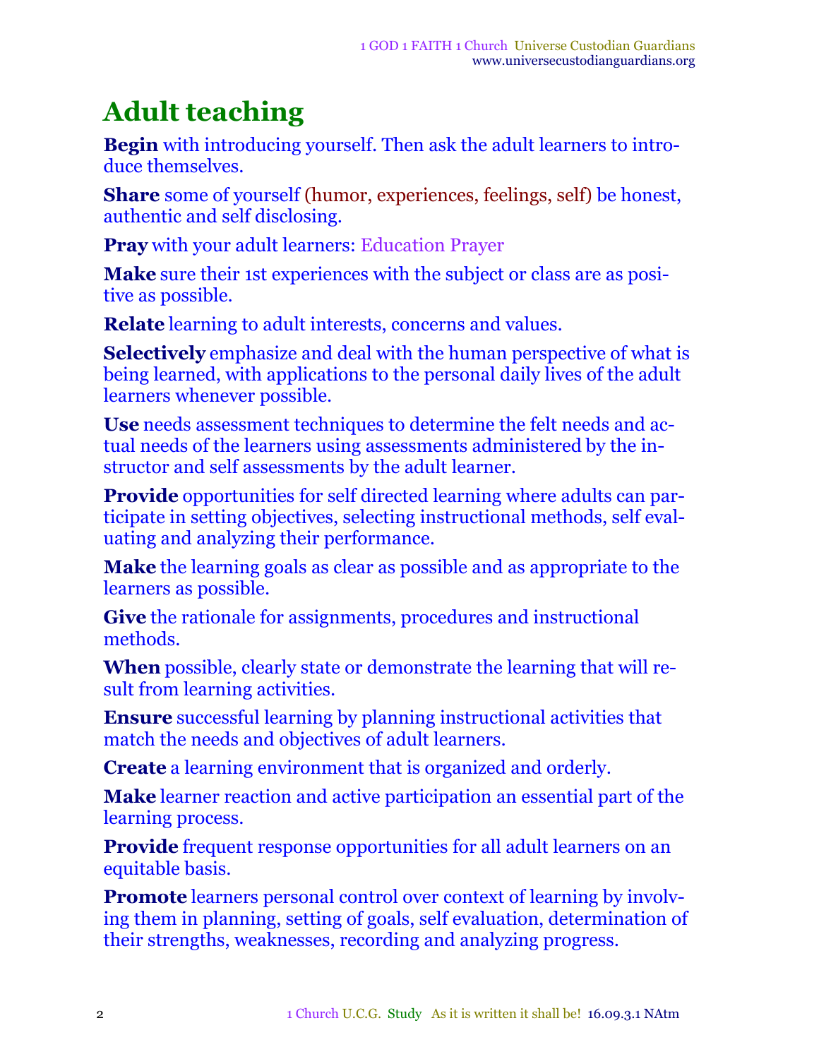# Adult teaching

**Begin** with introducing yourself. Then ask the adult learners to introduce themselves.

**Share** some of yourself (humor, experiences, feelings, self) be honest, authentic and self disclosing.

**Pray** with your adult learners: Education Prayer

**Make** sure their 1st experiences with the subject or class are as positive as possible.

**Relate** learning to adult interests, concerns and values.

**Selectively** emphasize and deal with the human perspective of what is being learned, with applications to the personal daily lives of the adult learners whenever possible.

**Use** needs assessment techniques to determine the felt needs and actual needs of the learners using assessments administered by the instructor and self assessments by the adult learner.

**Provide** opportunities for self directed learning where adults can participate in setting objectives, selecting instructional methods, self evaluating and analyzing their performance.

**Make** the learning goals as clear as possible and as appropriate to the learners as possible.

**Give** the rationale for assignments, procedures and instructional methods.

**When** possible, clearly state or demonstrate the learning that will result from learning activities.

**Ensure** successful learning by planning instructional activities that match the needs and objectives of adult learners.

**Create** a learning environment that is organized and orderly.

**Make** learner reaction and active participation an essential part of the learning process.

**Provide** frequent response opportunities for all adult learners on an equitable basis.

**Promote** learners personal control over context of learning by involving them in planning, setting of goals, self evaluation, determination of their strengths, weaknesses, recording and analyzing progress.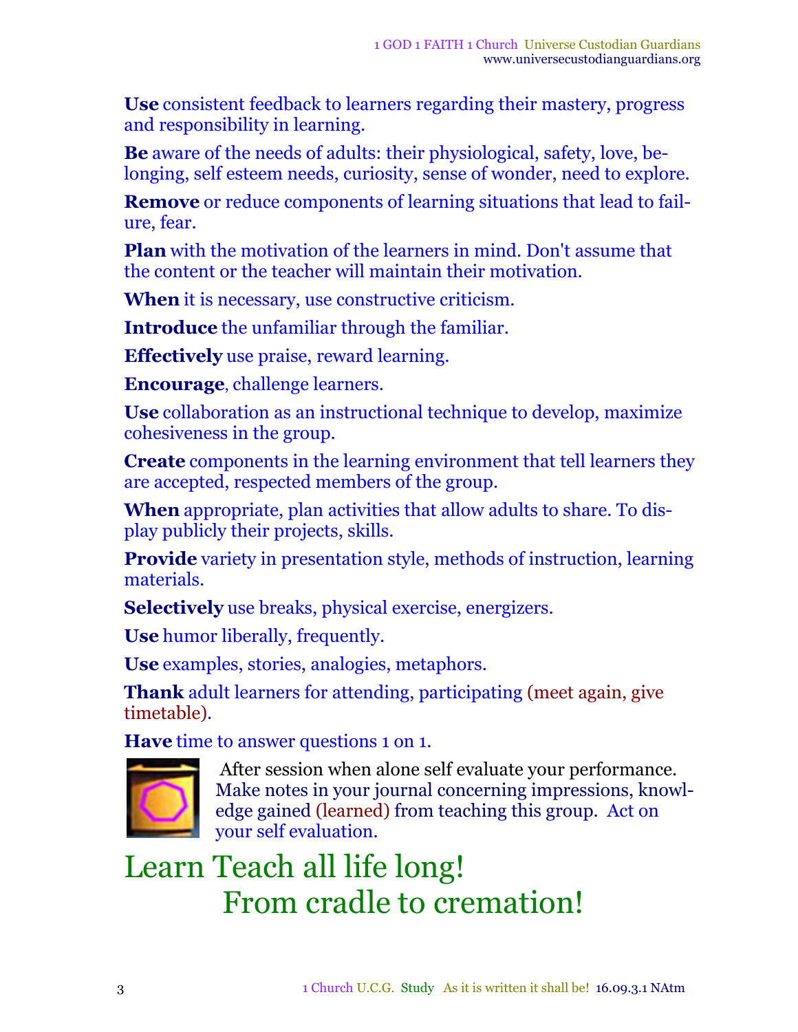**Use** consistent feedback to learners regarding their mastery, progress and responsibility in learning.

**Be** aware of the needs of adults: their physiological, safety, love, belonging, self esteem needs, curiosity, sense of wonder, need to explore.

**Remove** or reduce components of learning situations that lead to failure, fear.

**Plan** with the motivation of the learners in mind. Don't assume that the content or the teacher will maintain their motivation.

**When** it is necessary, use constructive criticism.

**Introduce** the unfamiliar through the familiar.

**Effectively** use praise, reward learning.

**Encourage**, challenge learners.

**Use** collaboration as an instructional technique to develop, maximize cohesiveness in the group.

**Create** components in the learning environment that tell learners they are accepted, respected members of the group.

**When** appropriate, plan activities that allow adults to share. To display publicly their projects, skills.

**Provide** variety in presentation style, methods of instruction, learning materials.

**Selectively** use breaks, physical exercise, energizers.

**Use** humor liberally, frequently.

**Use** examples, stories, analogies, metaphors.

**Thank** adult learners for attending, participating (meet again, give timetable).

**Have** time to answer questions 1 on 1.

After session when alone self evaluate your performance. Make notes in your journal concerning impressions, knowledge gained (learned) from teaching this group. Act on your self evaluation.

Learn Teach all life long!
From cradle to cremation!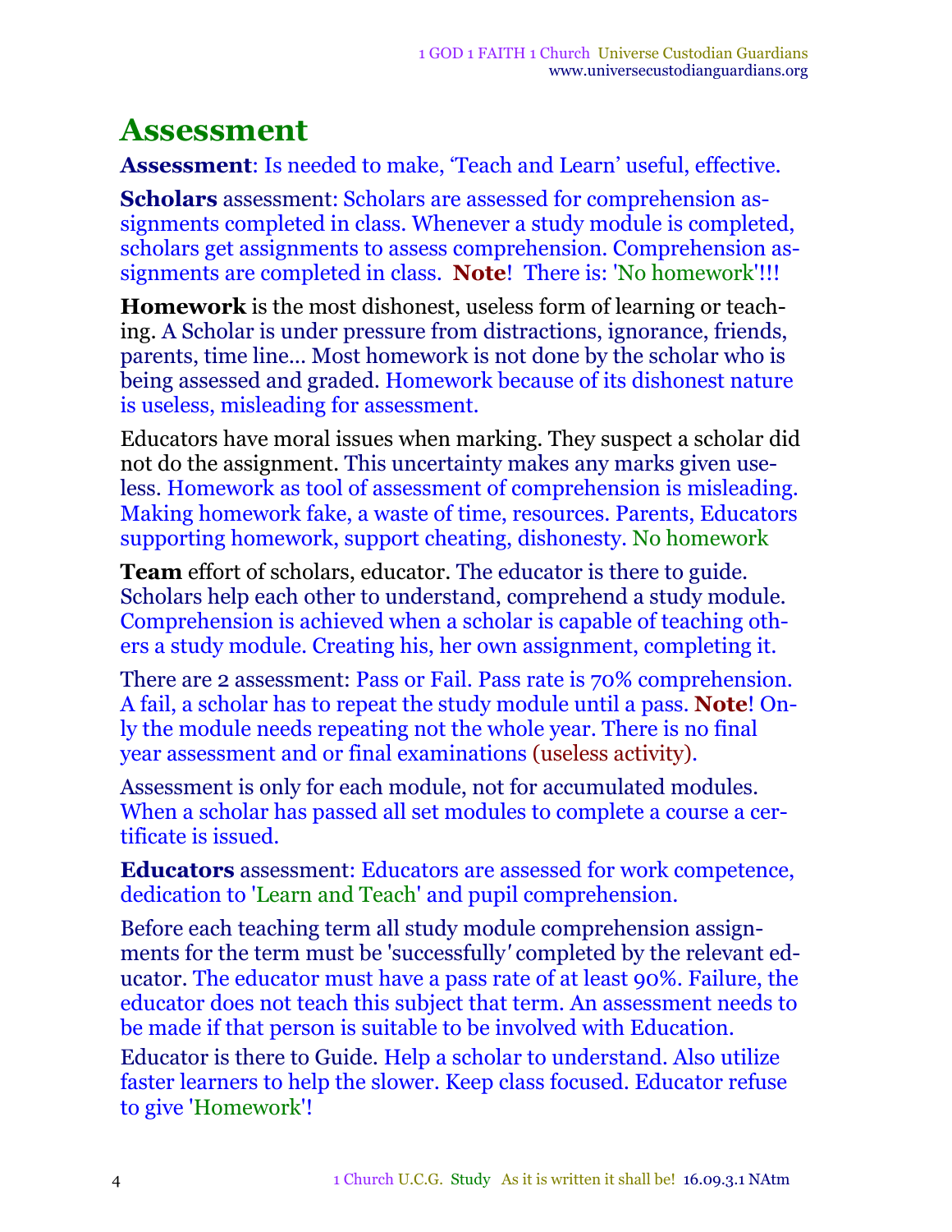# Assessment

**Assessment**: Is needed to make, 'Teach and Learn' useful, effective.

**Scholars** assessment: Scholars are assessed for comprehension assignments completed in class. Whenever a study module is completed, scholars get assignments to assess comprehension. Comprehension assignments are completed in class. **Note**! There is: 'No homework'!!!

**Homework** is the most dishonest, useless form of learning or teaching. A Scholar is under pressure from distractions, ignorance, friends, parents, time line... Most homework is not done by the scholar who is being assessed and graded. Homework because of its dishonest nature is useless, misleading for assessment.

Educators have moral issues when marking. They suspect a scholar did not do the assignment. This uncertainty makes any marks given useless. Homework as tool of assessment of comprehension is misleading. Making homework fake, a waste of time, resources. Parents, Educators supporting homework, support cheating, dishonesty. No homework

**Team** effort of scholars, educator. The educator is there to guide. Scholars help each other to understand, comprehend a study module. Comprehension is achieved when a scholar is capable of teaching others a study module. Creating his, her own assignment, completing it.

There are 2 assessment: Pass or Fail. Pass rate is 70% comprehension. A fail, a scholar has to repeat the study module until a pass. **Note**! Only the module needs repeating not the whole year. There is no final year assessment and or final examinations (useless activity).

Assessment is only for each module, not for accumulated modules. When a scholar has passed all set modules to complete a course a certificate is issued.

**Educators** assessment: Educators are assessed for work competence, dedication to 'Learn and Teach' and pupil comprehension.

Before each teaching term all study module comprehension assignments for the term must be 'successfully' completed by the relevant educator. The educator must have a pass rate of at least 90%. Failure, the educator does not teach this subject that term. An assessment needs to be made if that person is suitable to be involved with Education.

Educator is there to Guide. Help a scholar to understand. Also utilize faster learners to help the slower. Keep class focused. Educator refuse to give 'Homework'!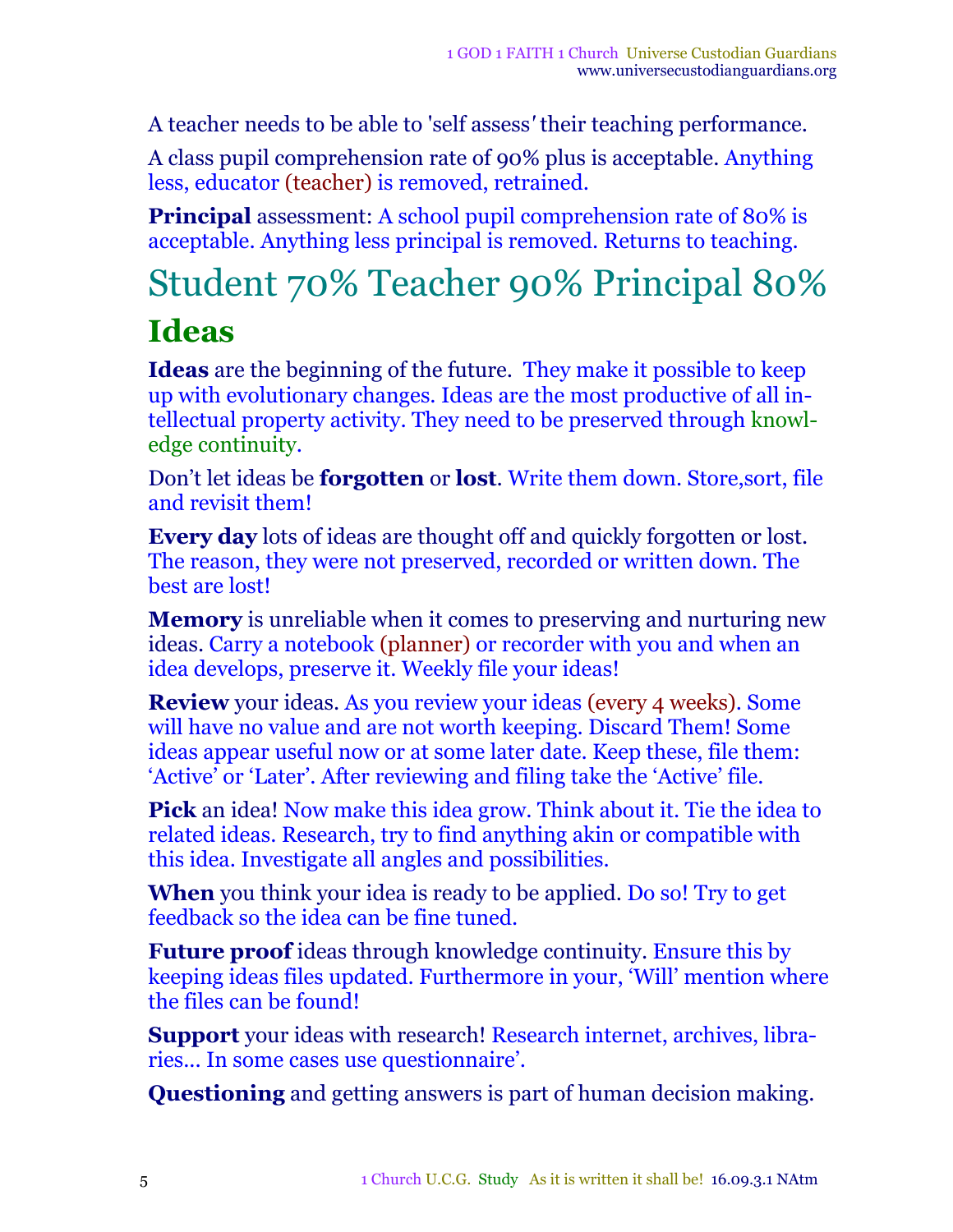A teacher needs to be able to 'self assess' their teaching performance.

A class pupil comprehension rate of 90% plus is acceptable. Anything less, educator (teacher) is removed, retrained.

**Principal** assessment: A school pupil comprehension rate of 80% is acceptable. Anything less principal is removed. Returns to teaching.

# Student 70% Teacher 90% Principal 80%

## Ideas

**Ideas** are the beginning of the future. They make it possible to keep up with evolutionary changes. Ideas are the most productive of all intellectual property activity. They need to be preserved through knowledge continuity.

Don't let ideas be **forgotten** or **lost**. Write them down. Store,sort, file and revisit them!

**Every day** lots of ideas are thought off and quickly forgotten or lost. The reason, they were not preserved, recorded or written down. The best are lost!

**Memory** is unreliable when it comes to preserving and nurturing new ideas. Carry a notebook (planner) or recorder with you and when an idea develops, preserve it. Weekly file your ideas!

**Review** your ideas. As you review your ideas (every 4 weeks). Some will have no value and are not worth keeping. Discard Them! Some ideas appear useful now or at some later date. Keep these, file them: 'Active' or 'Later'. After reviewing and filing take the 'Active' file.

**Pick** an idea! Now make this idea grow. Think about it. Tie the idea to related ideas. Research, try to find anything akin or compatible with this idea. Investigate all angles and possibilities.

**When** you think your idea is ready to be applied. Do so! Try to get feedback so the idea can be fine tuned.

**Future proof** ideas through knowledge continuity. Ensure this by keeping ideas files updated. Furthermore in your, 'Will' mention where the files can be found!

**Support** your ideas with research! Research internet, archives, libraries… In some cases use questionnaire'.

**Questioning** and getting answers is part of human decision making.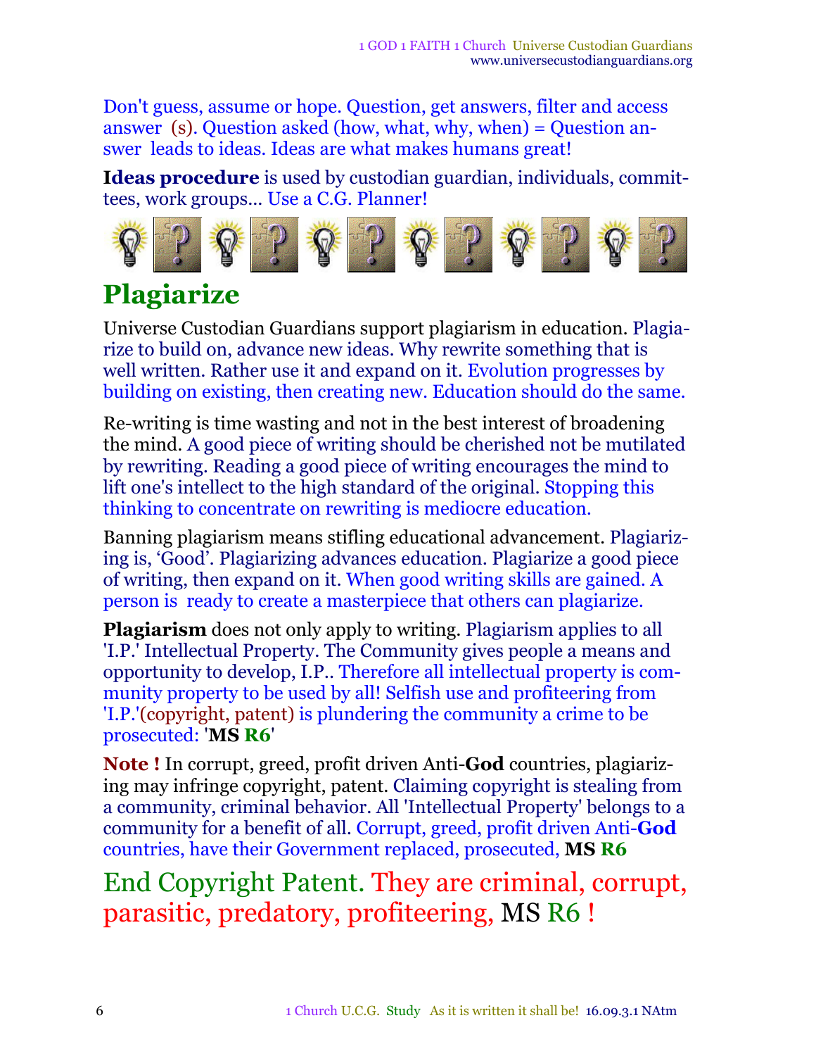Don't guess, assume or hope. Question, get answers, filter and access answer (s). Question asked (how, what, why, when) = Question answer leads to ideas. Ideas are what makes humans great!

**Ideas procedure** is used by custodian guardian, individuals, committees, work groups... Use a C.G. Planner!

# Plagiarize

Universe Custodian Guardians support plagiarism in education. Plagiarize to build on, advance new ideas. Why rewrite something that is well written. Rather use it and expand on it. Evolution progresses by building on existing, then creating new. Education should do the same.

Re-writing is time wasting and not in the best interest of broadening the mind. A good piece of writing should be cherished not be mutilated by rewriting. Reading a good piece of writing encourages the mind to lift one's intellect to the high standard of the original. Stopping this thinking to concentrate on rewriting is mediocre education.

Banning plagiarism means stifling educational advancement. Plagiarizing is, 'Good'. Plagiarizing advances education. Plagiarize a good piece of writing, then expand on it. When good writing skills are gained. A person is ready to create a masterpiece that others can plagiarize.

**Plagiarism** does not only apply to writing. Plagiarism applies to all 'I.P.' Intellectual Property. The Community gives people a means and opportunity to develop, I.P.. Therefore all intellectual property is community property to be used by all! Selfish use and profiteering from 'I.P.'(copyright, patent) is plundering the community a crime to be prosecuted: '**MS R6**'

**Note !** In corrupt, greed, profit driven Anti-**God** countries, plagiarizing may infringe copyright, patent. Claiming copyright is stealing from a community, criminal behavior. All 'Intellectual Property' belongs to a community for a benefit of all. Corrupt, greed, profit driven Anti-**God** countries, have their Government replaced, prosecuted, **MS R6**

End Copyright Patent. They are criminal, corrupt, parasitic, predatory, profiteering, MS R6 !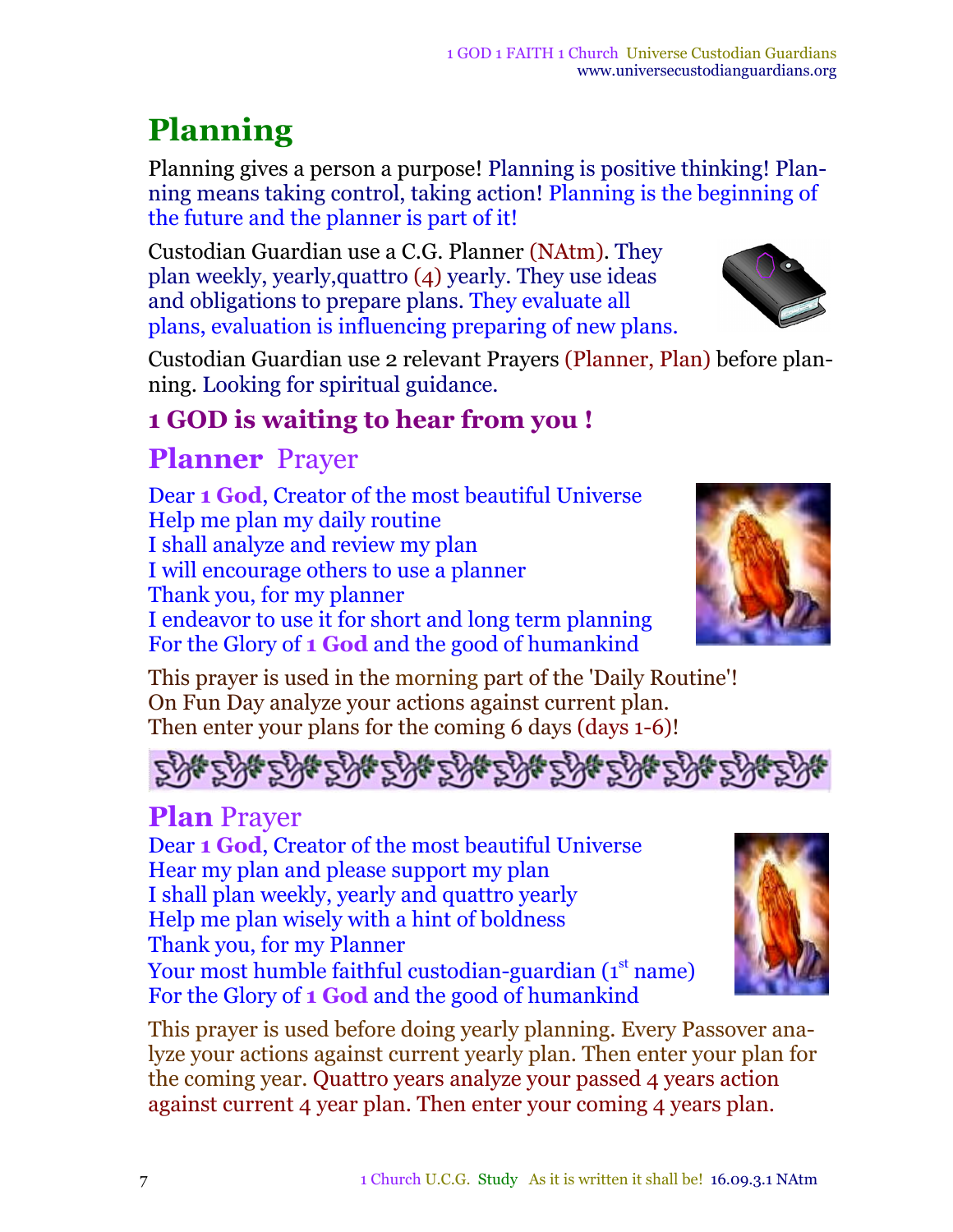# Planning

Planning gives a person a purpose! Planning is positive thinking! Planning means taking control, taking action! Planning is the beginning of the future and the planner is part of it!

Custodian Guardian use a C.G. Planner (NAtm). They plan weekly, yearly,quattro (4) yearly. They use ideas and obligations to prepare plans. They evaluate all plans, evaluation is influencing preparing of new plans.

Custodian Guardian use 2 relevant Prayers (Planner, Plan) before planning. Looking for spiritual guidance.

### 1 GOD is waiting to hear from you !

## **Planner** Prayer

Dear **1 God**, Creator of the most beautiful Universe
Help me plan my daily routine
I shall analyze and review my plan
I will encourage others to use a planner
Thank you, for my planner
I endeavor to use it for short and long term planning
For the Glory of **1 God** and the good of humankind

This prayer is used in the morning part of the 'Daily Routine'!
On Fun Day analyze your actions against current plan.
Then enter your plans for the coming 6 days (days 1-6)!

## **Plan** Prayer

Dear **1 God**, Creator of the most beautiful Universe
Hear my plan and please support my plan
I shall plan weekly, yearly and quattro yearly
Help me plan wisely with a hint of boldness
Thank you, for my Planner
Your most humble faithful custodian-guardian (1st name)
For the Glory of **1 God** and the good of humankind

This prayer is used before doing yearly planning. Every Passover analyze your actions against current yearly plan. Then enter your plan for the coming year. Quattro years analyze your passed 4 years action against current 4 year plan. Then enter your coming 4 years plan.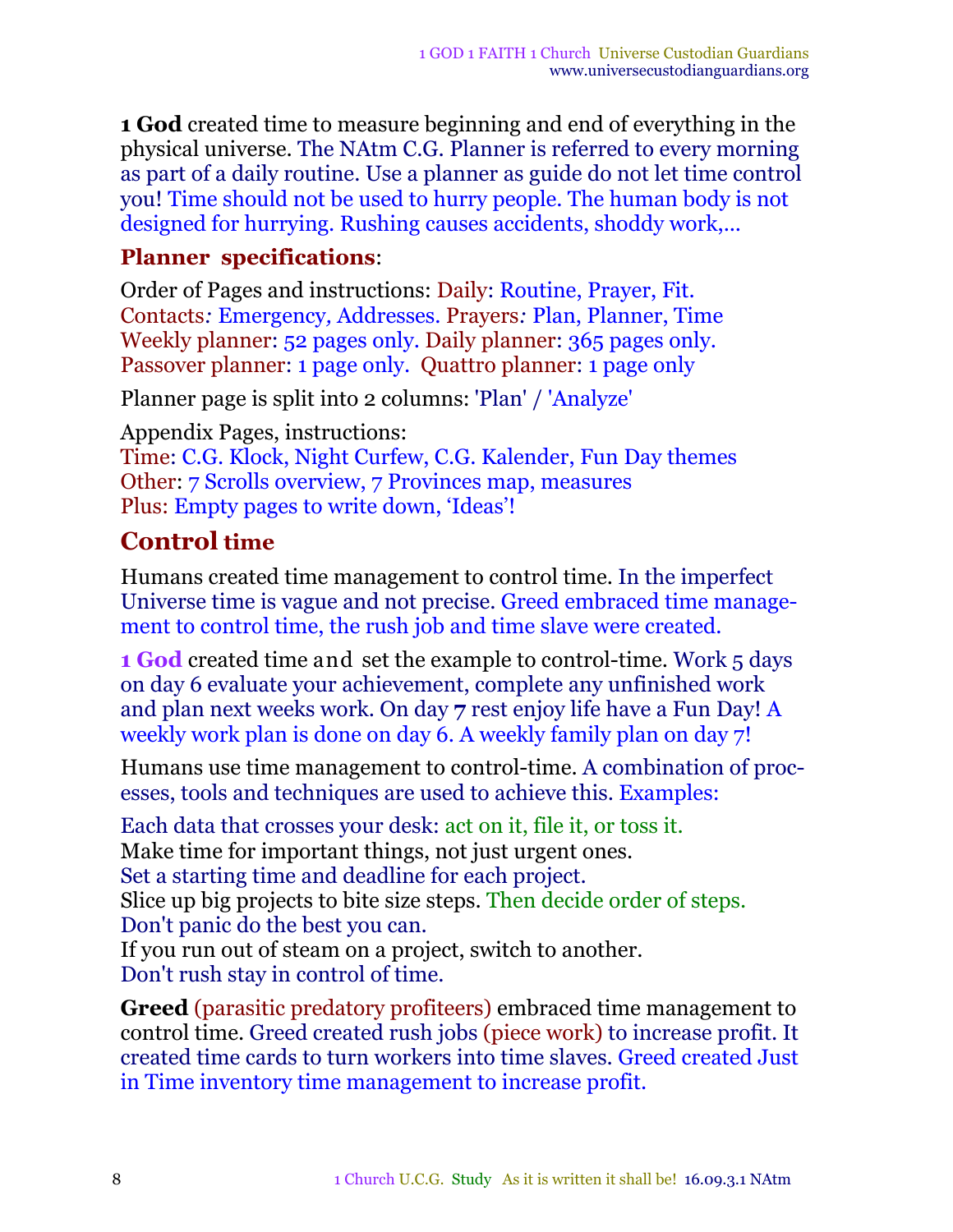**1 God** created time to measure beginning and end of everything in the physical universe. The NAtm C.G. Planner is referred to every morning as part of a daily routine. Use a planner as guide do not let time control you! Time should not be used to hurry people. The human body is not designed for hurrying. Rushing causes accidents, shoddy work,...

### Planner specifications:

Order of Pages and instructions: Daily: Routine, Prayer, Fit.
Contacts: Emergency, Addresses. Prayers: Plan, Planner, Time
Weekly planner: 52 pages only. Daily planner: 365 pages only.
Passover planner: 1 page only. Quattro planner: 1 page only

Planner page is split into 2 columns: 'Plan' / 'Analyze'

Appendix Pages, instructions:
Time: C.G. Klock, Night Curfew, C.G. Kalender, Fun Day themes
Other: 7 Scrolls overview, 7 Provinces map, measures
Plus: Empty pages to write down, 'Ideas'!

## Control time

Humans created time management to control time. In the imperfect Universe time is vague and not precise. Greed embraced time management to control time, the rush job and time slave were created.

**1 God** created time and set the example to control-time. Work 5 days on day 6 evaluate your achievement, complete any unfinished work and plan next weeks work. On day **7** rest enjoy life have a Fun Day! A weekly work plan is done on day 6. A weekly family plan on day 7!

Humans use time management to control-time. A combination of processes, tools and techniques are used to achieve this. Examples:

Each data that crosses your desk: act on it, file it, or toss it.
Make time for important things, not just urgent ones.
Set a starting time and deadline for each project.
Slice up big projects to bite size steps. Then decide order of steps.
Don't panic do the best you can.
If you run out of steam on a project, switch to another.
Don't rush stay in control of time.

**Greed** (parasitic predatory profiteers) embraced time management to control time. Greed created rush jobs (piece work) to increase profit. It created time cards to turn workers into time slaves. Greed created Just in Time inventory time management to increase profit.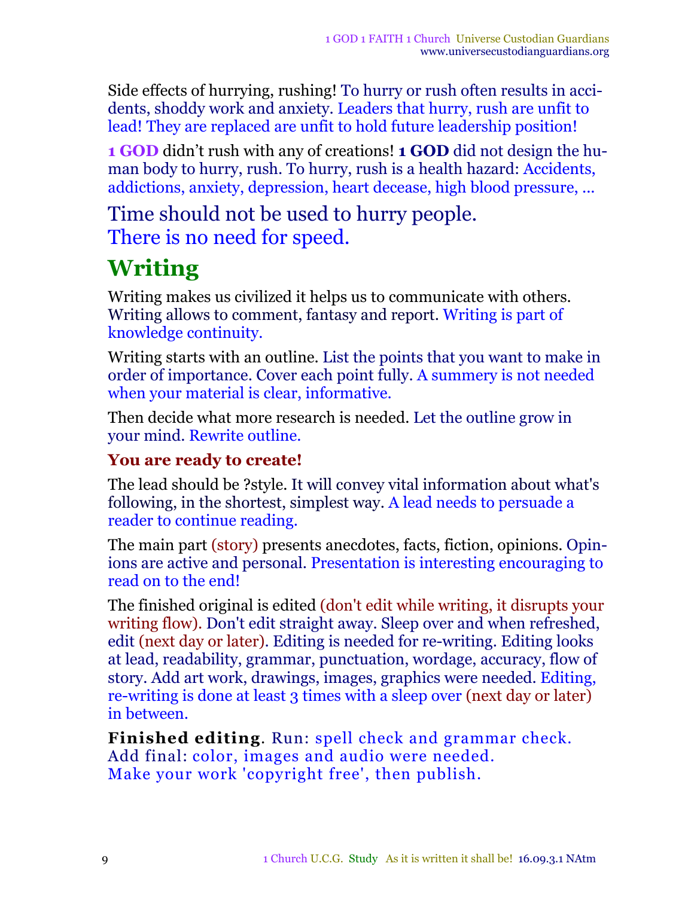Side effects of hurrying, rushing! To hurry or rush often results in accidents, shoddy work and anxiety. Leaders that hurry, rush are unfit to lead! They are replaced are unfit to hold future leadership position!

**1 GOD** didn't rush with any of creations! **1 GOD** did not design the human body to hurry, rush. To hurry, rush is a health hazard: Accidents, addictions, anxiety, depression, heart decease, high blood pressure, ...

Time should not be used to hurry people.
There is no need for speed.

# Writing

Writing makes us civilized it helps us to communicate with others. Writing allows to comment, fantasy and report. Writing is part of knowledge continuity.

Writing starts with an outline. List the points that you want to make in order of importance. Cover each point fully. A summery is not needed when your material is clear, informative.

Then decide what more research is needed. Let the outline grow in your mind. Rewrite outline.

### You are ready to create!

The lead should be ?style. It will convey vital information about what's following, in the shortest, simplest way. A lead needs to persuade a reader to continue reading.

The main part (story) presents anecdotes, facts, fiction, opinions. Opinions are active and personal. Presentation is interesting encouraging to read on to the end!

The finished original is edited (don't edit while writing, it disrupts your writing flow). Don't edit straight away. Sleep over and when refreshed, edit (next day or later). Editing is needed for re-writing. Editing looks at lead, readability, grammar, punctuation, wordage, accuracy, flow of story. Add art work, drawings, images, graphics were needed. Editing, re-writing is done at least 3 times with a sleep over (next day or later) in between.

**Finished editing**. Run: spell check and grammar check.
Add final: color, images and audio were needed.
Make your work 'copyright free', then publish.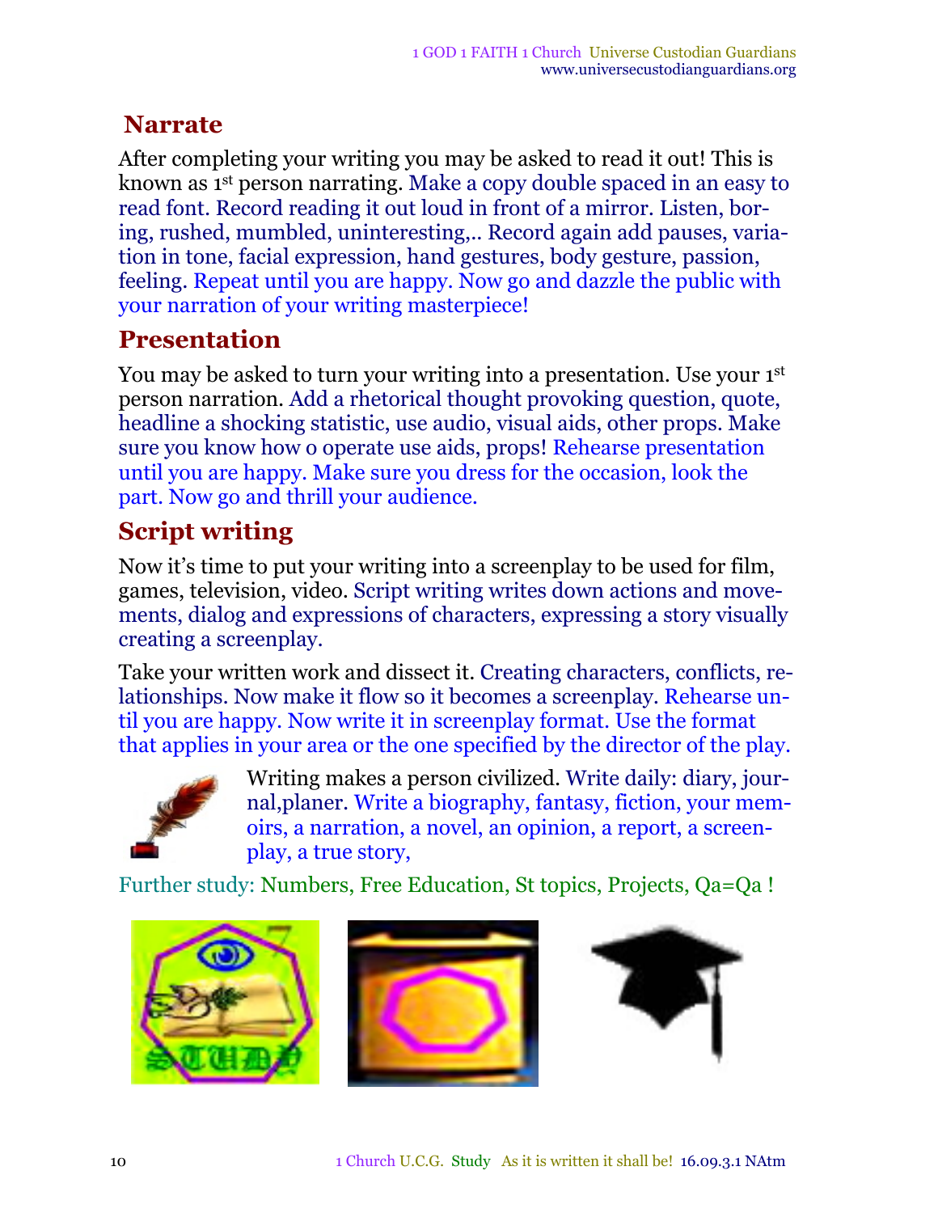## Narrate

After completing your writing you may be asked to read it out! This is known as 1st person narrating. Make a copy double spaced in an easy to read font. Record reading it out loud in front of a mirror. Listen, boring, rushed, mumbled, uninteresting,.. Record again add pauses, variation in tone, facial expression, hand gestures, body gesture, passion, feeling. Repeat until you are happy. Now go and dazzle the public with your narration of your writing masterpiece!

## Presentation

You may be asked to turn your writing into a presentation. Use your 1st person narration. Add a rhetorical thought provoking question, quote, headline a shocking statistic, use audio, visual aids, other props. Make sure you know how o operate use aids, props! Rehearse presentation until you are happy. Make sure you dress for the occasion, look the part. Now go and thrill your audience.

## Script writing

Now it's time to put your writing into a screenplay to be used for film, games, television, video. Script writing writes down actions and movements, dialog and expressions of characters, expressing a story visually creating a screenplay.

Take your written work and dissect it. Creating characters, conflicts, relationships. Now make it flow so it becomes a screenplay. Rehearse until you are happy. Now write it in screenplay format. Use the format that applies in your area or the one specified by the director of the play.

Writing makes a person civilized. Write daily: diary, journal,planer. Write a biography, fantasy, fiction, your memoirs, a narration, a novel, an opinion, a report, a screenplay, a true story,

Further study: Numbers, Free Education, St topics, Projects, Qa=Qa !